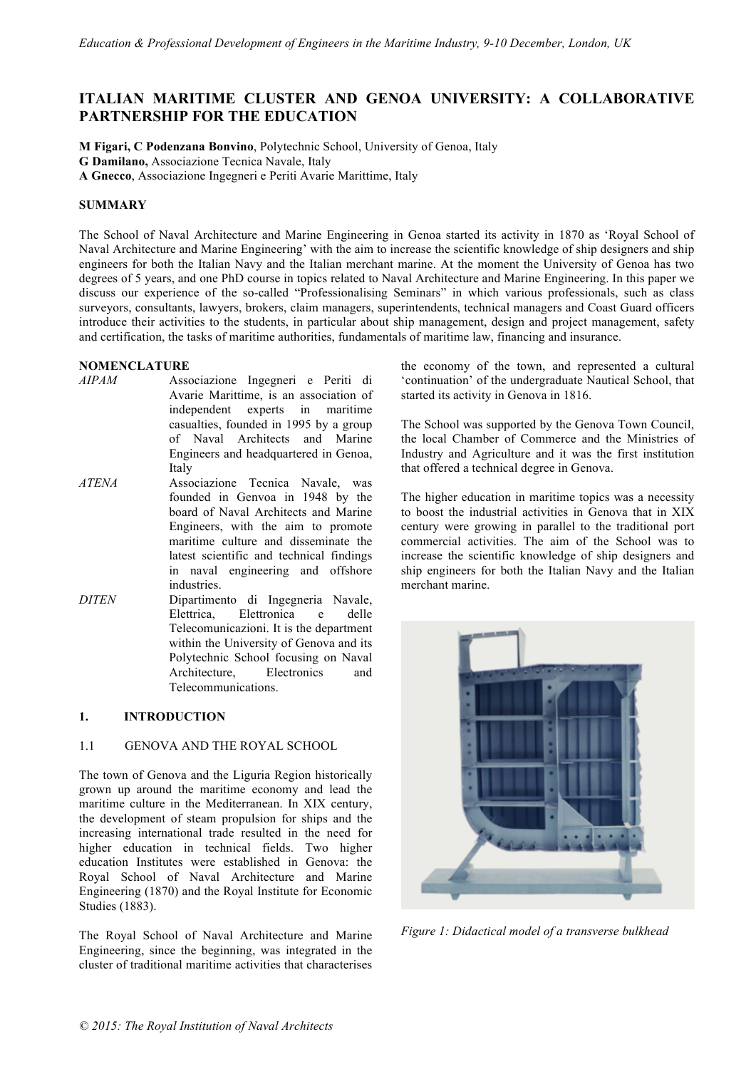# ITALIAN MARITIME CLUSTER AND GENOA UNIVERSITY: A COLLABORATIVE PARTNERSHIP FOR THE EDUCATION

**M Figari, C Podenzana Bonvino**, Polytechnic School, University of Genoa, Italy
**G Damilano,** Associazione Tecnica Navale, Italy
**A Gnecco**, Associazione Ingegneri e Periti Avarie Marittime, Italy

## SUMMARY

The School of Naval Architecture and Marine Engineering in Genoa started its activity in 1870 as 'Royal School of Naval Architecture and Marine Engineering' with the aim to increase the scientific knowledge of ship designers and ship engineers for both the Italian Navy and the Italian merchant marine. At the moment the University of Genoa has two degrees of 5 years, and one PhD course in topics related to Naval Architecture and Marine Engineering. In this paper we discuss our experience of the so-called "Professionalising Seminars" in which various professionals, such as class surveyors, consultants, lawyers, brokers, claim managers, superintendents, technical managers and Coast Guard officers introduce their activities to the students, in particular about ship management, design and project management, safety and certification, the tasks of maritime authorities, fundamentals of maritime law, financing and insurance.

## NOMENCLATURE

*AIPAM* Associazione Ingegneri e Periti di Avarie Marittime, is an association of independent experts in maritime casualties, founded in 1995 by a group of Naval Architects and Marine Engineers and headquartered in Genoa, Italy

*ATENA* Associazione Tecnica Navale, was founded in Genvoa in 1948 by the board of Naval Architects and Marine Engineers, with the aim to promote maritime culture and disseminate the latest scientific and technical findings in naval engineering and offshore industries.

*DITEN* Dipartimento di Ingegneria Navale, Elettrica, Elettronica e delle Telecomunicazioni. It is the department within the University of Genova and its Polytechnic School focusing on Naval Architecture, Electronics and Telecommunications.

## 1. INTRODUCTION

### 1.1 GENOVA AND THE ROYAL SCHOOL

The town of Genova and the Liguria Region historically grown up around the maritime economy and lead the maritime culture in the Mediterranean. In XIX century, the development of steam propulsion for ships and the increasing international trade resulted in the need for higher education in technical fields. Two higher education Institutes were established in Genoa: the Royal School of Naval Architecture and Marine Engineering (1870) and the Royal Institute for Economic Studies (1883).

The Royal School of Naval Architecture and Marine Engineering, since the beginning, was integrated in the cluster of traditional maritime activities that characterises the economy of the town, and represented a cultural 'continuation' of the undergraduate Nautical School, that started its activity in Genova in 1816.

The School was supported by the Genova Town Council, the local Chamber of Commerce and the Ministries of Industry and Agriculture and it was the first institution that offered a technical degree in Genova.

The higher education in maritime topics was a necessity to boost the industrial activities in Genova that in XIX century were growing in parallel to the traditional port commercial activities. The aim of the School was to increase the scientific knowledge of ship designers and ship engineers for both the Italian Navy and the Italian merchant marine.

*Figure 1: Didactical model of a transverse bulkhead*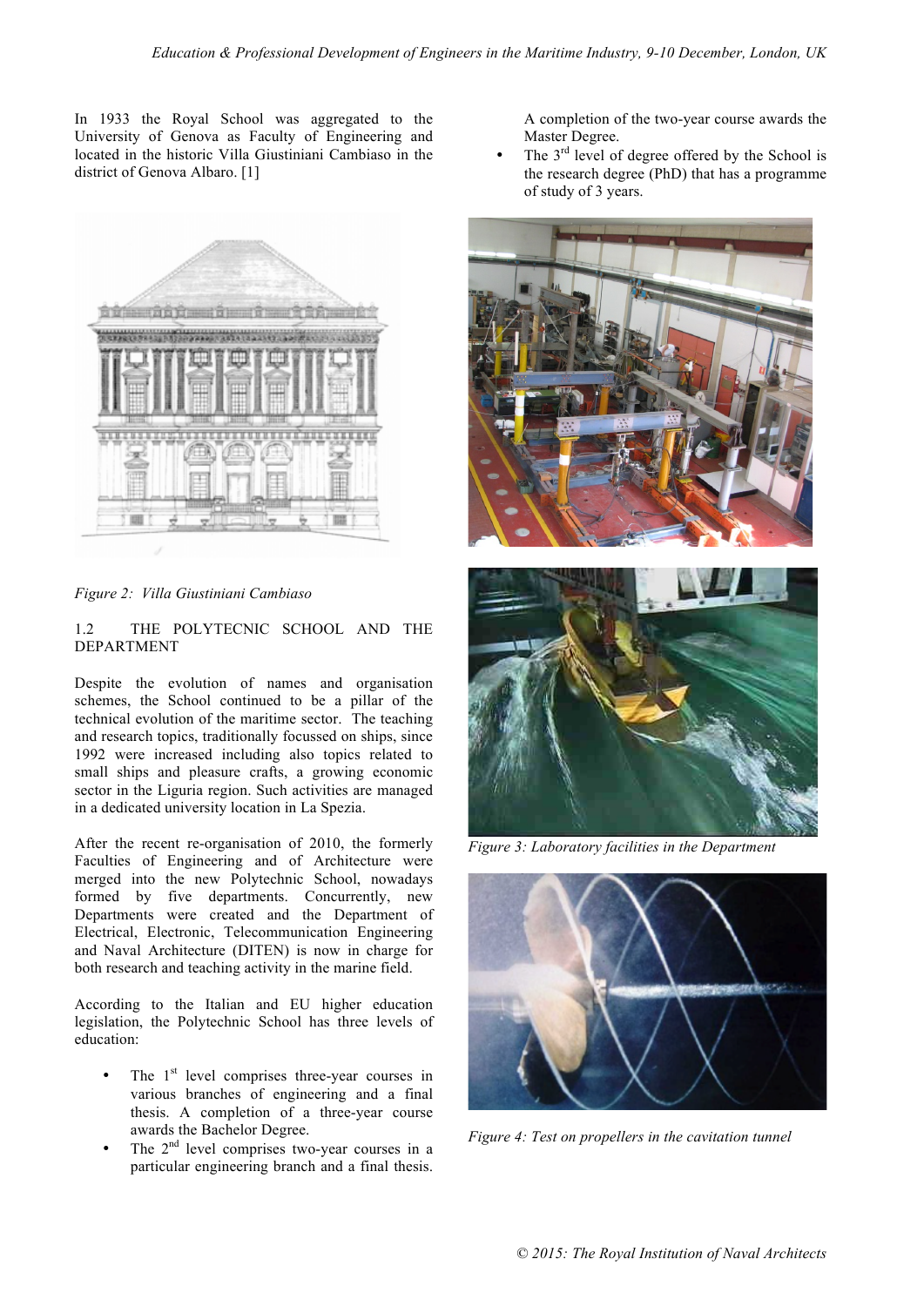In 1933 the Royal School was aggregated to the University of Genova as Faculty of Engineering and located in the historic Villa Giustiniani Cambiaso in the district of Genova Albaro. [1]

*Figure 2: Villa Giustiniani Cambiaso*

## 1.2 THE POLYTECNIC SCHOOL AND THE DEPARTMENT

Despite the evolution of names and organisation schemes, the School continued to be a pillar of the technical evolution of the maritime sector. The teaching and research topics, traditionally focussed on ships, since 1992 were increased including also topics related to small ships and pleasure crafts, a growing economic sector in the Liguria region. Such activities are managed in a dedicated university location in La Spezia.

After the recent re-organisation of 2010, the formerly Faculties of Engineering and of Architecture were merged into the new Polytechnic School, nowadays formed by five departments. Concurrently, new Departments were created and the Department of Electrical, Electronic, Telecommunication Engineering and Naval Architecture (DITEN) is now in charge for both research and teaching activity in the marine field.

According to the Italian and EU higher education legislation, the Polytechnic School has three levels of education:

- The 1st level comprises three-year courses in various branches of engineering and a final thesis. A completion of a three-year course awards the Bachelor Degree.
- The 2nd level comprises two-year courses in a particular engineering branch and a final thesis. A completion of the two-year course awards the Master Degree.
- The 3rd level of degree offered by the School is the research degree (PhD) that has a programme of study of 3 years.

*Figure 3: Laboratory facilities in the Department*

*Figure 4: Test on propellers in the cavitation tunnel*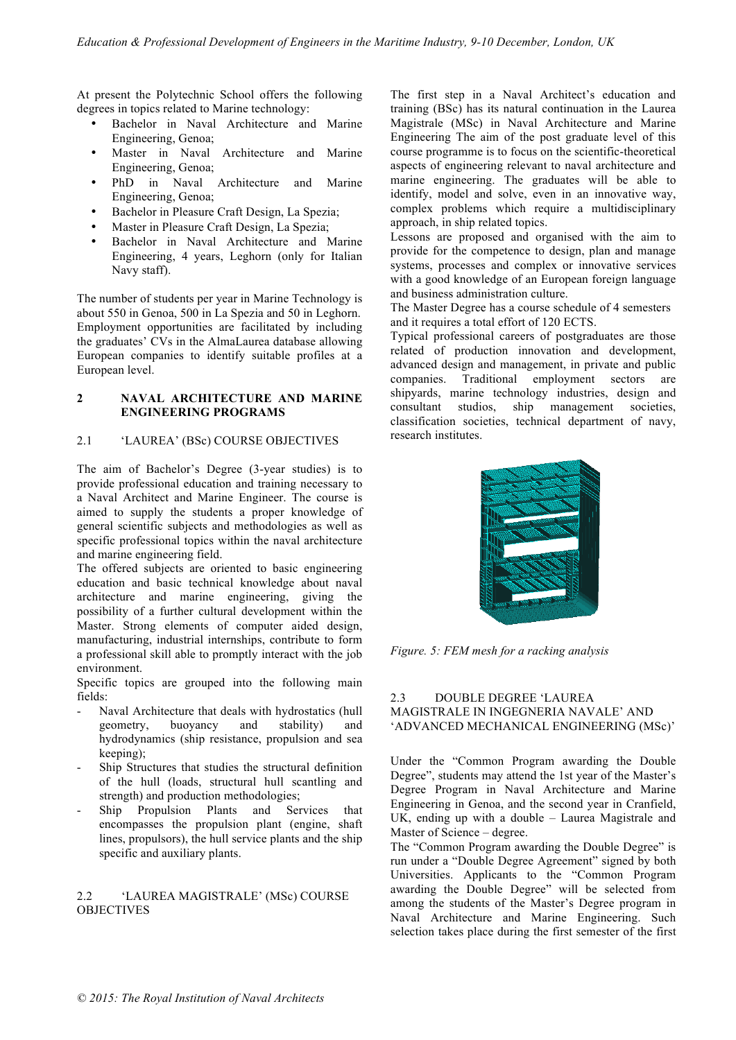At present the Polytechnic School offers the following degrees in topics related to Marine technology:

- Bachelor in Naval Architecture and Marine Engineering, Genoa;
- Master in Naval Architecture and Marine Engineering, Genoa;
- PhD in Naval Architecture and Marine Engineering, Genoa;
- Bachelor in Pleasure Craft Design, La Spezia;
- Master in Pleasure Craft Design, La Spezia;
- Bachelor in Naval Architecture and Marine Engineering, 4 years, Leghorn (only for Italian Navy staff).

The number of students per year in Marine Technology is about 550 in Genoa, 500 in La Spezia and 50 in Leghorn. Employment opportunities are facilitated by including the graduates' CVs in the AlmaLaurea database allowing European companies to identify suitable profiles at a European level.

## 2 NAVAL ARCHITECTURE AND MARINE ENGINEERING PROGRAMS

### 2.1 'LAUREA' (BSc) COURSE OBJECTIVES

The aim of Bachelor's Degree (3-year studies) is to provide professional education and training necessary to a Naval Architect and Marine Engineer. The course is aimed to supply the students a proper knowledge of general scientific subjects and methodologies as well as specific professional topics within the naval architecture and marine engineering field.

The offered subjects are oriented to basic engineering education and basic technical knowledge about naval architecture and marine engineering, giving the possibility of a further cultural development within the Master. Strong elements of computer aided design, manufacturing, industrial internships, contribute to form a professional skill able to promptly interact with the job environment.

Specific topics are grouped into the following main fields:

- Naval Architecture that deals with hydrostatics (hull geometry, buoyancy and stability) and hydrodynamics (ship resistance, propulsion and sea keeping);
- Ship Structures that studies the structural definition of the hull (loads, structural hull scantling and strength) and production methodologies;
- Ship Propulsion Plants and Services that encompasses the propulsion plant (engine, shaft lines, propulsors), the hull service plants and the ship specific and auxiliary plants.

### 2.2 'LAUREA MAGISTRALE' (MSc) COURSE OBJECTIVES

The first step in a Naval Architect's education and training (BSc) has its natural continuation in the Laurea Magistrale (MSc) in Naval Architecture and Marine Engineering The aim of the post graduate level of this course programme is to focus on the scientific-theoretical aspects of engineering relevant to naval architecture and marine engineering. The graduates will be able to identify, model and solve, even in an innovative way, complex problems which require a multidisciplinary approach, in ship related topics.

Lessons are proposed and organised with the aim to provide for the competence to design, plan and manage systems, processes and complex or innovative services with a good knowledge of an European foreign language and business administration culture.

The Master Degree has a course schedule of 4 semesters and it requires a total effort of 120 ECTS.

Typical professional careers of postgraduates are those related of production innovation and development, advanced design and management, in private and public companies. Traditional employment sectors are shipyards, marine technology industries, design and consultant studios, ship management societies, classification societies, technical department of navy, research institutes.

*Figure. 5: FEM mesh for a racking analysis*

### 2.3 DOUBLE DEGREE 'LAUREA MAGISTRALE IN INGEGNERIA NAVALE' AND 'ADVANCED MECHANICAL ENGINEERING (MSc)'

Under the "Common Program awarding the Double Degree", students may attend the 1st year of the Master's Degree Program in Naval Architecture and Marine Engineering in Genoa, and the second year in Cranfield, UK, ending up with a double – Laurea Magistrale and Master of Science – degree.

The "Common Program awarding the Double Degree" is run under a "Double Degree Agreement" signed by both Universities. Applicants to the "Common Program awarding the Double Degree" will be selected from among the students of the Master's Degree program in Naval Architecture and Marine Engineering. Such selection takes place during the first semester of the first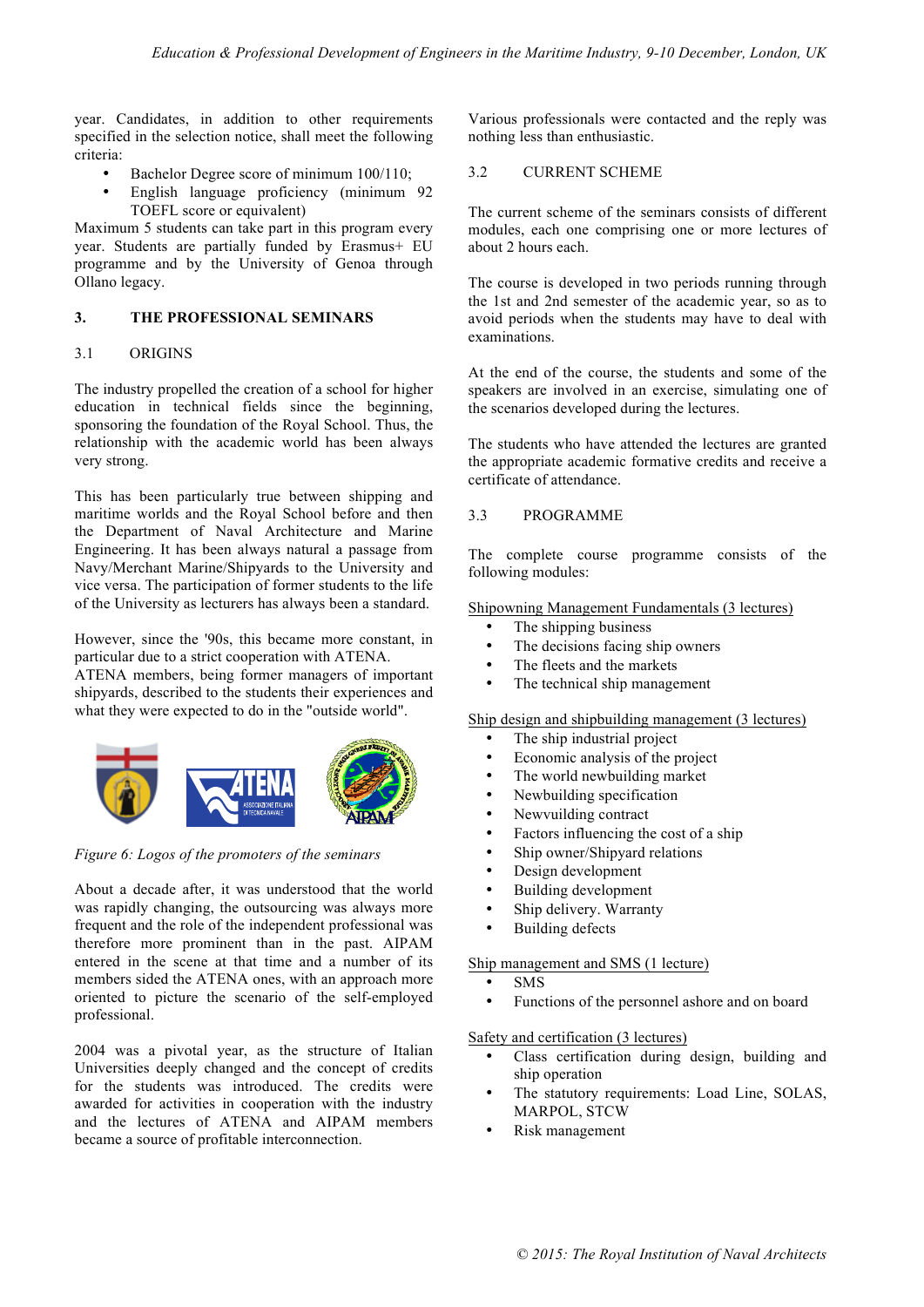year. Candidates, in addition to other requirements specified in the selection notice, shall meet the following criteria:

- Bachelor Degree score of minimum 100/110;
- English language proficiency (minimum 92 TOEFL score or equivalent)

Maximum 5 students can take part in this program every year. Students are partially funded by Erasmus+ EU programme and by the University of Genoa through Ollano legacy.

## 3. THE PROFESSIONAL SEMINARS

### 3.1 ORIGINS

The industry propelled the creation of a school for higher education in technical fields since the beginning, sponsoring the foundation of the Royal School. Thus, the relationship with the academic world has been always very strong.

This has been particularly true between shipping and maritime worlds and the Royal School before and then the Department of Naval Architecture and Marine Engineering. It has been always natural a passage from Navy/Merchant Marine/Shipyards to the University and vice versa. The participation of former students to the life of the University as lecturers has always been a standard.

However, since the '90s, this became more constant, in particular due to a strict cooperation with ATENA. ATENA members, being former managers of important shipyards, described to the students their experiences and what they were expected to do in the "outside world".

*Figure 6: Logos of the promoters of the seminars*

About a decade after, it was understood that the world was rapidly changing, the outsourcing was always more frequent and the role of the independent professional was therefore more prominent than in the past. AIPAM entered in the scene at that time and a number of its members sided the ATENA ones, with an approach more oriented to picture the scenario of the self-employed professional.

2004 was a pivotal year, as the structure of Italian Universities deeply changed and the concept of credits for the students was introduced. The credits were awarded for activities in cooperation with the industry and the lectures of ATENA and AIPAM members became a source of profitable interconnection.

Various professionals were contacted and the reply was nothing less than enthusiastic.

### 3.2 CURRENT SCHEME

The current scheme of the seminars consists of different modules, each one comprising one or more lectures of about 2 hours each.

The course is developed in two periods running through the 1st and 2nd semester of the academic year, so as to avoid periods when the students may have to deal with examinations.

At the end of the course, the students and some of the speakers are involved in an exercise, simulating one of the scenarios developed during the lectures.

The students who have attended the lectures are granted the appropriate academic formative credits and receive a certificate of attendance.

### 3.3 PROGRAMME

The complete course programme consists of the following modules:

Shipowning Management Fundamentals (3 lectures)

- The shipping business
- The decisions facing ship owners
- The fleets and the markets
- The technical ship management

Ship design and shipbuilding management (3 lectures)

- The ship industrial project
- Economic analysis of the project
- The world newbuilding market
- Newbuilding specification
- Newvuilding contract
- Factors influencing the cost of a ship
- Ship owner/Shipyard relations
- Design development
- Building development
- Ship delivery. Warranty
- Building defects

Ship management and SMS (1 lecture)

- SMS
- Functions of the personnel ashore and on board

Safety and certification (3 lectures)

- Class certification during design, building and ship operation
- The statutory requirements: Load Line, SOLAS, MARPOL, STCW
- Risk management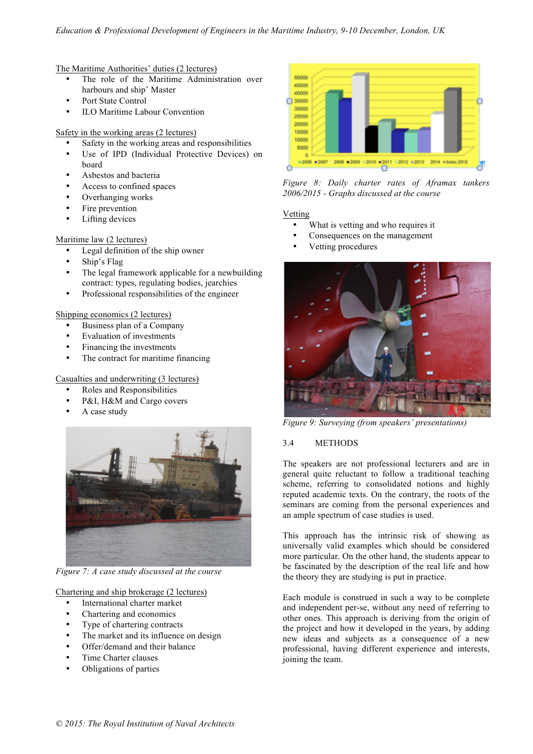The Maritime Authorities' duties (2 lectures)

- The role of the Maritime Administration over harbours and ship' Master
- Port State Control
- ILO Maritime Labour Convention

Safety in the working areas (2 lectures)

- Safety in the working areas and responsibilities
- Use of IPD (Individual Protective Devices) on board
- Asbestos and bacteria
- Access to confined spaces
- Overhanging works
- Fire prevention
- Lifting devices

Maritime law (2 lectures)

- Legal definition of the ship owner
- Ship's Flag
- The legal framework applicable for a newbuilding contract: types, regulating bodies, jearchies
- Professional responsibilities of the engineer

Shipping economics (2 lectures)

- Business plan of a Company
- Evaluation of investments
- Financing the investments
- The contract for maritime financing

Casualties and underwriting (3 lectures)

- Roles and Responsibilities
- P&I, H&M and Cargo covers
- A case study

*Figure 7: A case study discussed at the course*

Chartering and ship brokerage (2 lectures)

- International charter market
- Chartering and economics
- Type of chartering contracts
- The market and its influence on design
- Offer/demand and their balance
- Time Charter clauses
- Obligations of parties

*Figure 8: Daily charter rates of Aframax tankers 2006/2015 - Graphs discussed at the course*

Vetting

- What is vetting and who requires it
- Consequences on the management
- Vetting procedures

*Figure 9: Surveying (from speakers' presentations)*

## 3.4 METHODS

The speakers are not professional lecturers and are in general quite reluctant to follow a traditional teaching scheme, referring to consolidated notions and highly reputed academic texts. On the contrary, the roots of the seminars are coming from the personal experiences and an ample spectrum of case studies is used.

This approach has the intrinsic risk of showing as universally valid examples which should be considered more particular. On the other hand, the students appear to be fascinated by the description of the real life and how the theory they are studying is put in practice.

Each module is construed in such a way to be complete and independent per-se, without any need of referring to other ones. This approach is deriving from the origin of the project and how it developed in the years, by adding new ideas and subjects as a consequence of a new professional, having different experience and interests, joining the team.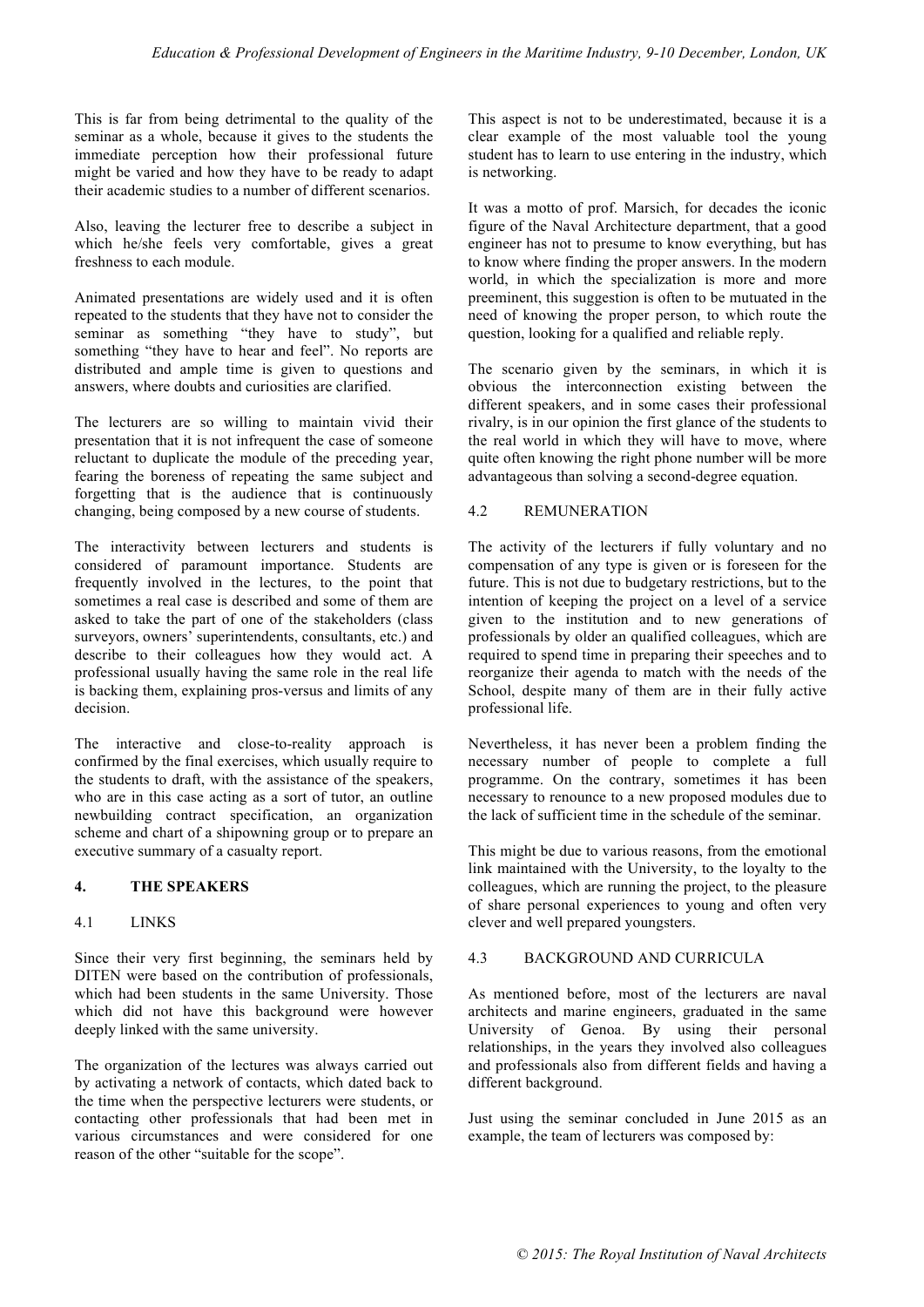This is far from being detrimental to the quality of the seminar as a whole, because it gives to the students the immediate perception how their professional future might be varied and how they have to be ready to adapt their academic studies to a number of different scenarios.

Also, leaving the lecturer free to describe a subject in which he/she feels very comfortable, gives a great freshness to each module.

Animated presentations are widely used and it is often repeated to the students that they have not to consider the seminar as something "they have to study", but something "they have to hear and feel". No reports are distributed and ample time is given to questions and answers, where doubts and curiosities are clarified.

The lecturers are so willing to maintain vivid their presentation that it is not infrequent the case of someone reluctant to duplicate the module of the preceding year, fearing the boreness of repeating the same subject and forgetting that is the audience that is continuously changing, being composed by a new course of students.

The interactivity between lecturers and students is considered of paramount importance. Students are frequently involved in the lectures, to the point that sometimes a real case is described and some of them are asked to take the part of one of the stakeholders (class surveyors, owners' superintendents, consultants, etc.) and describe to their colleagues how they would act. A professional usually having the same role in the real life is backing them, explaining pros-versus and limits of any decision.

The interactive and close-to-reality approach is confirmed by the final exercises, which usually require to the students to draft, with the assistance of the speakers, who are in this case acting as a sort of tutor, an outline newbuilding contract specification, an organization scheme and chart of a shipowning group or to prepare an executive summary of a casualty report.

## 4. THE SPEAKERS

### 4.1 LINKS

Since their very first beginning, the seminars held by DITEN were based on the contribution of professionals, which had been students in the same University. Those which did not have this background were however deeply linked with the same university.

The organization of the lectures was always carried out by activating a network of contacts, which dated back to the time when the perspective lecturers were students, or contacting other professionals that had been met in various circumstances and were considered for one reason of the other "suitable for the scope".

This aspect is not to be underestimated, because it is a clear example of the most valuable tool the young student has to learn to use entering in the industry, which is networking.

It was a motto of prof. Marsich, for decades the iconic figure of the Naval Architecture department, that a good engineer has not to presume to know everything, but has to know where finding the proper answers. In the modern world, in which the specialization is more and more preeminent, this suggestion is often to be mutuated in the need of knowing the proper person, to which route the question, looking for a qualified and reliable reply.

The scenario given by the seminars, in which it is obvious the interconnection existing between the different speakers, and in some cases their professional rivalry, is in our opinion the first glance of the students to the real world in which they will have to move, where quite often knowing the right phone number will be more advantageous than solving a second-degree equation.

### 4.2 REMUNERATION

The activity of the lecturers if fully voluntary and no compensation of any type is given or is foreseen for the future. This is not due to budgetary restrictions, but to the intention of keeping the project on a level of a service given to the institution and to new generations of professionals by older an qualified colleagues, which are required to spend time in preparing their speeches and to reorganize their agenda to match with the needs of the School, despite many of them are in their fully active professional life.

Nevertheless, it has never been a problem finding the necessary number of people to complete a full programme. On the contrary, sometimes it has been necessary to renounce to a new proposed modules due to the lack of sufficient time in the schedule of the seminar.

This might be due to various reasons, from the emotional link maintained with the University, to the loyalty to the colleagues, which are running the project, to the pleasure of share personal experiences to young and often very clever and well prepared youngsters.

### 4.3 BACKGROUND AND CURRICULA

As mentioned before, most of the lecturers are naval architects and marine engineers, graduated in the same University of Genoa. By using their personal relationships, in the years they involved also colleagues and professionals also from different fields and having a different background.

Just using the seminar concluded in June 2015 as an example, the team of lecturers was composed by: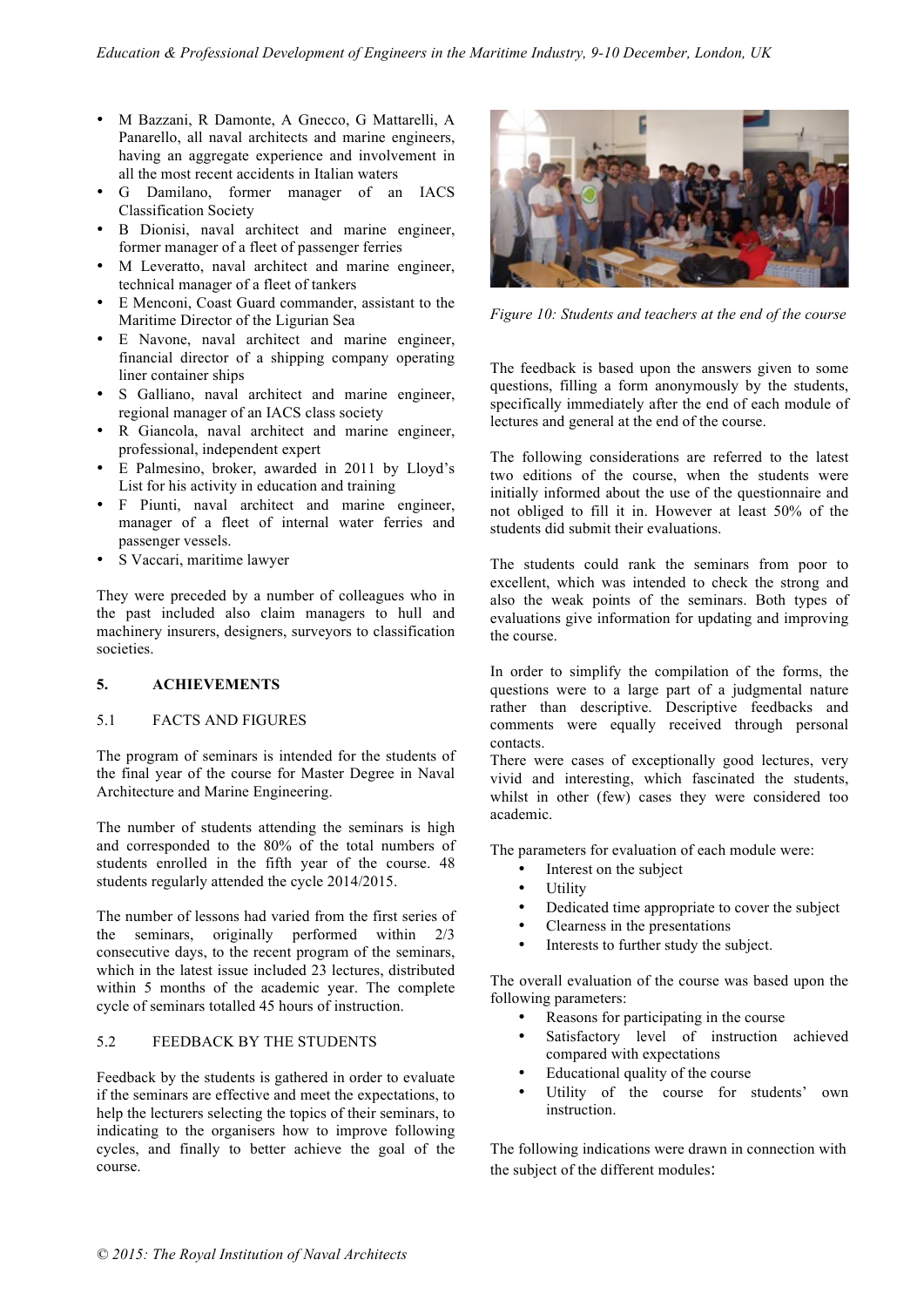- M Bazzani, R Damonte, A Gnecco, G Mattarelli, A Panarello, all naval architects and marine engineers, having an aggregate experience and involvement in all the most recent accidents in Italian waters
- G Damilano, former manager of an IACS Classification Society
- B Dionisi, naval architect and marine engineer, former manager of a fleet of passenger ferries
- M Leveratto, naval architect and marine engineer, technical manager of a fleet of tankers
- E Menconi, Coast Guard commander, assistant to the Maritime Director of the Ligurian Sea
- E Navone, naval architect and marine engineer, financial director of a shipping company operating liner container ships
- S Galliano, naval architect and marine engineer, regional manager of an IACS class society
- R Giancola, naval architect and marine engineer, professional, independent expert
- E Palmesino, broker, awarded in 2011 by Lloyd's List for his activity in education and training
- F Piunti, naval architect and marine engineer, manager of a fleet of internal water ferries and passenger vessels.
- S Vaccari, maritime lawyer

They were preceded by a number of colleagues who in the past included also claim managers to hull and machinery insurers, designers, surveyors to classification societies.

## 5. ACHIEVEMENTS

### 5.1 FACTS AND FIGURES

The program of seminars is intended for the students of the final year of the course for Master Degree in Naval Architecture and Marine Engineering.

The number of students attending the seminars is high and corresponded to the 80% of the total numbers of students enrolled in the fifth year of the course. 48 students regularly attended the cycle 2014/2015.

The number of lessons had varied from the first series of the seminars, originally performed within 2/3 consecutive days, to the recent program of the seminars, which in the latest issue included 23 lectures, distributed within 5 months of the academic year. The complete cycle of seminars totalled 45 hours of instruction.

### 5.2 FEEDBACK BY THE STUDENTS

Feedback by the students is gathered in order to evaluate if the seminars are effective and meet the expectations, to help the lecturers selecting the topics of their seminars, to indicating to the organisers how to improve following cycles, and finally to better achieve the goal of the course.

*Figure 10: Students and teachers at the end of the course*

The feedback is based upon the answers given to some questions, filling a form anonymously by the students, specifically immediately after the end of each module of lectures and general at the end of the course.

The following considerations are referred to the latest two editions of the course, when the students were initially informed about the use of the questionnaire and not obliged to fill it in. However at least 50% of the students did submit their evaluations.

The students could rank the seminars from poor to excellent, which was intended to check the strong and also the weak points of the seminars. Both types of evaluations give information for updating and improving the course.

In order to simplify the compilation of the forms, the questions were to a large part of a judgmental nature rather than descriptive. Descriptive feedbacks and comments were equally received through personal contacts.
There were cases of exceptionally good lectures, very vivid and interesting, which fascinated the students, whilst in other (few) cases they were considered too academic.

The parameters for evaluation of each module were:

- Interest on the subject
- Utility
- Dedicated time appropriate to cover the subject
- Clearness in the presentations
- Interests to further study the subject.

The overall evaluation of the course was based upon the following parameters:

- Reasons for participating in the course
- Satisfactory level of instruction achieved compared with expectations
- Educational quality of the course
- Utility of the course for students' own instruction.

The following indications were drawn in connection with the subject of the different modules: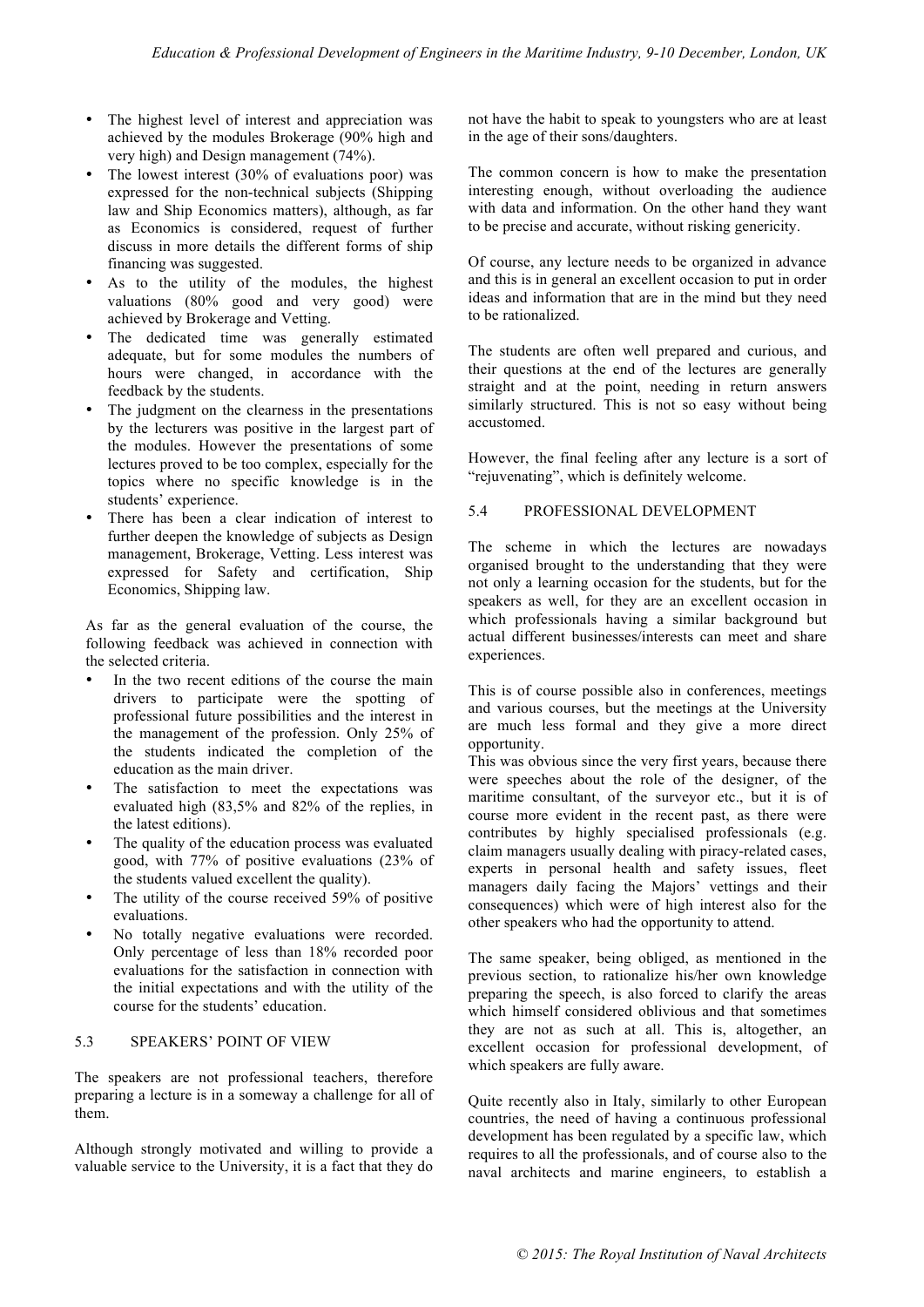- The highest level of interest and appreciation was achieved by the modules Brokerage (90% high and very high) and Design management (74%).
- The lowest interest (30% of evaluations poor) was expressed for the non-technical subjects (Shipping law and Ship Economics matters), although, as far as Economics is considered, request of further discuss in more details the different forms of ship financing was suggested.
- As to the utility of the modules, the highest valuations (80% good and very good) were achieved by Brokerage and Vetting.
- The dedicated time was generally estimated adequate, but for some modules the numbers of hours were changed, in accordance with the feedback by the students.
- The judgment on the clearness in the presentations by the lecturers was positive in the largest part of the modules. However the presentations of some lectures proved to be too complex, especially for the topics where no specific knowledge is in the students' experience.
- There has been a clear indication of interest to further deepen the knowledge of subjects as Design management, Brokerage, Vetting. Less interest was expressed for Safety and certification, Ship Economics, Shipping law.

As far as the general evaluation of the course, the following feedback was achieved in connection with the selected criteria.

- In the two recent editions of the course the main drivers to participate were the spotting of professional future possibilities and the interest in the management of the profession. Only 25% of the students indicated the completion of the education as the main driver.
- The satisfaction to meet the expectations was evaluated high (83,5% and 82% of the replies, in the latest editions).
- The quality of the education process was evaluated good, with 77% of positive evaluations (23% of the students valued excellent the quality).
- The utility of the course received 59% of positive evaluations.
- No totally negative evaluations were recorded. Only percentage of less than 18% recorded poor evaluations for the satisfaction in connection with the initial expectations and with the utility of the course for the students' education.

### 5.3 SPEAKERS' POINT OF VIEW

The speakers are not professional teachers, therefore preparing a lecture is in a someway a challenge for all of them.

Although strongly motivated and willing to provide a valuable service to the University, it is a fact that they do not have the habit to speak to youngsters who are at least in the age of their sons/daughters.

The common concern is how to make the presentation interesting enough, without overloading the audience with data and information. On the other hand they want to be precise and accurate, without risking genericity.

Of course, any lecture needs to be organized in advance and this is in general an excellent occasion to put in order ideas and information that are in the mind but they need to be rationalized.

The students are often well prepared and curious, and their questions at the end of the lectures are generally straight and at the point, needing in return answers similarly structured. This is not so easy without being accustomed.

However, the final feeling after any lecture is a sort of "rejuvenating", which is definitely welcome.

### 5.4 PROFESSIONAL DEVELOPMENT

The scheme in which the lectures are nowadays organised brought to the understanding that they were not only a learning occasion for the students, but for the speakers as well, for they are an excellent occasion in which professionals having a similar background but actual different businesses/interests can meet and share experiences.

This is of course possible also in conferences, meetings and various courses, but the meetings at the University are much less formal and they give a more direct opportunity.
This was obvious since the very first years, because there were speeches about the role of the designer, of the maritime consultant, of the surveyor etc., but it is of course more evident in the recent past, as there were contributes by highly specialised professionals (e.g. claim managers usually dealing with piracy-related cases, experts in personal health and safety issues, fleet managers daily facing the Majors' vettings and their consequences) which were of high interest also for the other speakers who had the opportunity to attend.

The same speaker, being obliged, as mentioned in the previous section, to rationalize his/her own knowledge preparing the speech, is also forced to clarify the areas which himself considered oblivious and that sometimes they are not as such at all. This is, altogether, an excellent occasion for professional development, of which speakers are fully aware.

Quite recently also in Italy, similarly to other European countries, the need of having a continuous professional development has been regulated by a specific law, which requires to all the professionals, and of course also to the naval architects and marine engineers, to establish a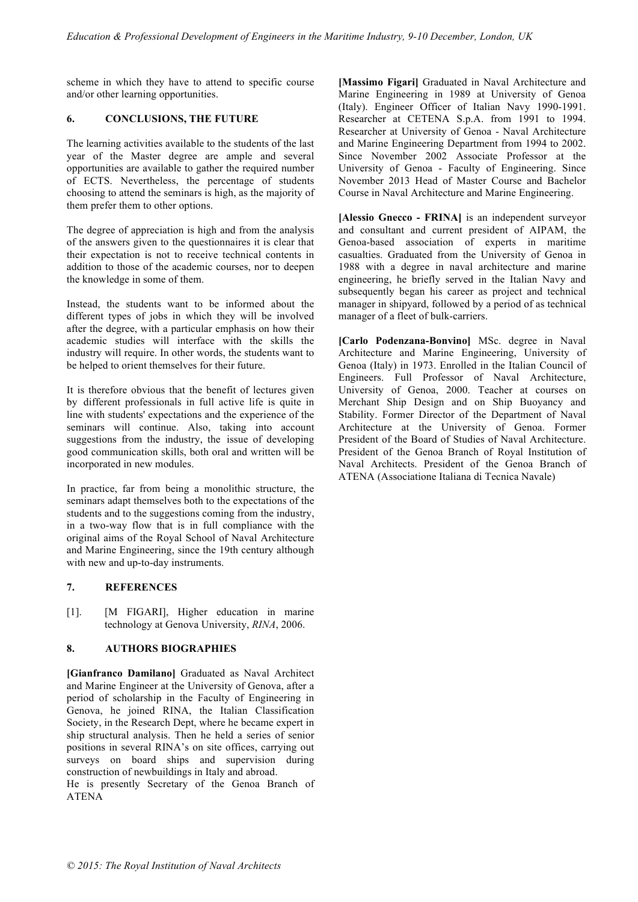scheme in which they have to attend to specific course and/or other learning opportunities.

## 6. CONCLUSIONS, THE FUTURE

The learning activities available to the students of the last year of the Master degree are ample and several opportunities are available to gather the required number of ECTS. Nevertheless, the percentage of students choosing to attend the seminars is high, as the majority of them prefer them to other options.

The degree of appreciation is high and from the analysis of the answers given to the questionnaires it is clear that their expectation is not to receive technical contents in addition to those of the academic courses, nor to deepen the knowledge in some of them.

Instead, the students want to be informed about the different types of jobs in which they will be involved after the degree, with a particular emphasis on how their academic studies will interface with the skills the industry will require. In other words, the students want to be helped to orient themselves for their future.

It is therefore obvious that the benefit of lectures given by different professionals in full active life is quite in line with students' expectations and the experience of the seminars will continue. Also, taking into account suggestions from the industry, the issue of developing good communication skills, both oral and written will be incorporated in new modules.

In practice, far from being a monolithic structure, the seminars adapt themselves both to the expectations of the students and to the suggestions coming from the industry, in a two-way flow that is in full compliance with the original aims of the Royal School of Naval Architecture and Marine Engineering, since the 19th century although with new and up-to-day instruments.

## 7. REFERENCES

[1]. [M FIGARI], Higher education in marine technology at Genova University, *RINA*, 2006.

## 8. AUTHORS BIOGRAPHIES

**[Gianfranco Damilano]** Graduated as Naval Architect and Marine Engineer at the University of Genova, after a period of scholarship in the Faculty of Engineering in Genova, he joined RINA, the Italian Classification Society, in the Research Dept, where he became expert in ship structural analysis. Then he held a series of senior positions in several RINA's on site offices, carrying out surveys on board ships and supervision during construction of newbuildings in Italy and abroad.
He is presently Secretary of the Genoa Branch of ATENA

**[Massimo Figari]** Graduated in Naval Architecture and Marine Engineering in 1989 at University of Genoa (Italy). Engineer Officer of Italian Navy 1990-1991. Researcher at CETENA S.p.A. from 1991 to 1994. Researcher at University of Genoa - Naval Architecture and Marine Engineering Department from 1994 to 2002. Since November 2002 Associate Professor at the University of Genoa - Faculty of Engineering. Since November 2013 Head of Master Course and Bachelor Course in Naval Architecture and Marine Engineering.

**[Alessio Gnecco - FRINA]** is an independent surveyor and consultant and current president of AIPAM, the Genoa-based association of experts in maritime casualties. Graduated from the University of Genoa in 1988 with a degree in naval architecture and marine engineering, he briefly served in the Italian Navy and subsequently began his career as project and technical manager in shipyard, followed by a period of as technical manager of a fleet of bulk-carriers.

**[Carlo Podenzana-Bonvino]** MSc. degree in Naval Architecture and Marine Engineering, University of Genoa (Italy) in 1973. Enrolled in the Italian Council of Engineers. Full Professor of Naval Architecture, University of Genoa, 2000. Teacher at courses on Merchant Ship Design and on Ship Buoyancy and Stability. Former Director of the Department of Naval Architecture at the University of Genoa. Former President of the Board of Studies of Naval Architecture. President of the Genoa Branch of Royal Institution of Naval Architects. President of the Genoa Branch of ATENA (Associatione Italiana di Tecnica Navale)